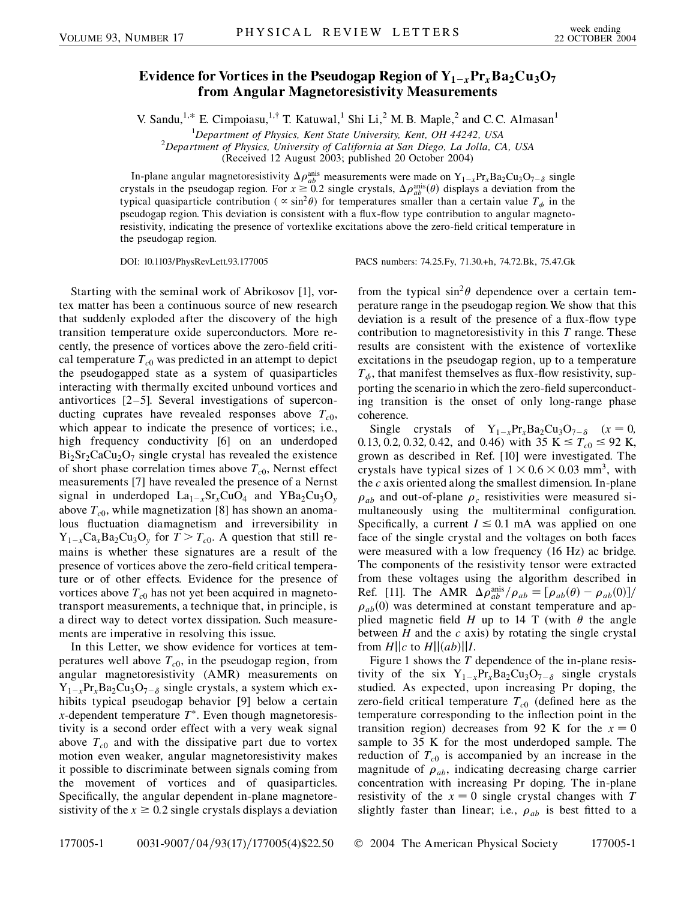# Evidence for Vortices in the Pseudogap Region of $Y_{1-x}Pr_xBa_2Cu_3O_7$ from Angular Magnetoresistivity Measurements

V. Sandu,[1,*] E. Cimpoiasu,[1,†] T. Katuwal,[1] Shi Li,[2] M. B. Maple,[2] and C. C. Almasan[1]

[1]*Department of Physics, Kent State University, Kent, OH 44242, USA*
[2]*Department of Physics, University of California at San Diego, La Jolla, CA, USA*
(Received 12 August 2003; published 20 October 2004)

In-plane angular magnetoresistivity $\Delta\rho_{ab}^{\rm anis}$ measurements were made on $Y_{1-x}Pr_xBa_2Cu_3O_{7-\delta}$ single crystals in the pseudogap region. For $x \geq 0.2$ single crystals, $\Delta\rho_{ab}^{\rm anis}(\theta)$ displays a deviation from the typical quasiparticle contribution ($\propto \sin^2\theta$) for temperatures smaller than a certain value $T_\phi$ in the pseudogap region. This deviation is consistent with a flux-flow type contribution to angular magnetoresistivity, indicating the presence of vortexlike excitations above the zero-field critical temperature in the pseudogap region.

DOI: 10.1103/PhysRevLett.93.177005 PACS numbers: 74.25.Fy, 71.30.+h, 74.72.Bk, 75.47.Gk

Starting with the seminal work of Abrikosov [1], vortex matter has been a continuous source of new research that suddenly exploded after the discovery of the high transition temperature oxide superconductors. More recently, the presence of vortices above the zero-field critical temperature $T_{c0}$ was predicted in an attempt to depict the pseudogapped state as a system of quasiparticles interacting with thermally excited unbound vortices and antivortices [2–5]. Several investigations of superconducting cuprates have revealed responses above $T_{c0}$, which appear to indicate the presence of vortices; i.e., high frequency conductivity [6] on an underdoped $Bi_2Sr_2CaCu_2O_7$ single crystal has revealed the existence of short phase correlation times above $T_{c0}$, Nernst effect measurements [7] have revealed the presence of a Nernst signal in underdoped $La_{1-x}Sr_xCuO_4$ and $YBa_2Cu_3O_y$ above $T_{c0}$, while magnetization [8] has shown an anomalous fluctuation diamagnetism and irreversibility in $Y_{1-x}Ca_xBa_2Cu_3O_y$ for $T > T_{c0}$. A question that still remains is whether these signatures are a result of the presence of vortices above the zero-field critical temperature or of other effects. Evidence for the presence of vortices above $T_{c0}$ has not yet been acquired in magnetotransport measurements, a technique that, in principle, is a direct way to detect vortex dissipation. Such measurements are imperative in resolving this issue.

In this Letter, we show evidence for vortices at temperatures well above $T_{c0}$, in the pseudogap region, from angular magnetoresistivity (AMR) measurements on $Y_{1-x}Pr_xBa_2Cu_3O_{7-\delta}$ single crystals, a system which exhibits typical pseudogap behavior [9] below a certain $x$-dependent temperature $T^*$. Even though magnetoresistivity is a second order effect with a very weak signal above $T_{c0}$ and with the dissipative part due to vortex motion even weaker, angular magnetoresistivity makes it possible to discriminate between signals coming from the movement of vortices and of quasiparticles. Specifically, the angular dependent in-plane magnetoresistivity of the $x \geq 0.2$ single crystals displays a deviation from the typical $\sin^2\theta$ dependence over a certain temperature range in the pseudogap region. We show that this deviation is a result of the presence of a flux-flow type contribution to magnetoresistivity in this $T$ range. These results are consistent with the existence of vortexlike excitations in the pseudogap region, up to a temperature $T_\phi$, that manifest themselves as flux-flow resistivity, supporting the scenario in which the zero-field superconducting transition is the onset of only long-range phase coherence.

Single crystals of $Y_{1-x}Pr_xBa_2Cu_3O_{7-\delta}$ ($x = 0$, 0.13, 0.2, 0.32, 0.42, and 0.46) with 35 K $\leq T_{c0} \leq$ 92 K, grown as described in Ref. [10] were investigated. The crystals have typical sizes of $1 \times 0.6 \times 0.03$ mm$^3$, with the $c$ axis oriented along the smallest dimension. In-plane $\rho_{ab}$ and out-of-plane $\rho_c$ resistivities were measured simultaneously using the multiterminal configuration. Specifically, a current $I \leq 0.1$ mA was applied on one face of the single crystal and the voltages on both faces were measured with a low frequency (16 Hz) ac bridge. The components of the resistivity tensor were extracted from these voltages using the algorithm described in Ref. [11]. The AMR $\Delta\rho_{ab}^{\rm anis}/\rho_{ab} \equiv [\rho_{ab}(\theta) - \rho_{ab}(0)]/\rho_{ab}(0)$ was determined at constant temperature and applied magnetic field $H$ up to 14 T (with $\theta$ the angle between $H$ and the $c$ axis) by rotating the single crystal from $H \| c$ to $H \| (ab) \| I$.

Figure 1 shows the $T$ dependence of the in-plane resistivity of the six $Y_{1-x}Pr_xBa_2Cu_3O_{7-\delta}$ single crystals studied. As expected, upon increasing Pr doping, the zero-field critical temperature $T_{c0}$ (defined here as the temperature corresponding to the inflection point in the transition region) decreases from 92 K for the $x = 0$ sample to 35 K for the most underdoped sample. The reduction of $T_{c0}$ is accompanied by an increase in the magnitude of $\rho_{ab}$, indicating decreasing charge carrier concentration with increasing Pr doping. The in-plane resistivity of the $x = 0$ single crystal changes with $T$ slightly faster than linear; i.e., $\rho_{ab}$ is best fitted to a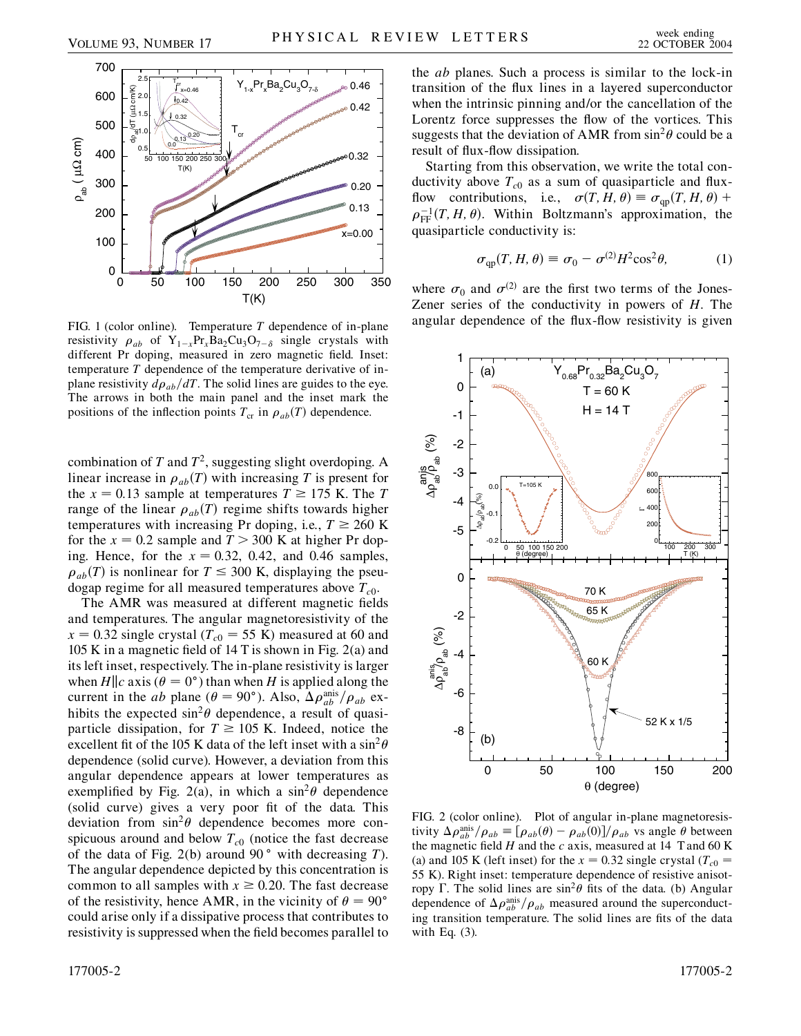FIG. 1 (color online). Temperature $T$ dependence of in-plane resistivity $\rho_{ab}$ of $Y_{1-x}Pr_xBa_2Cu_3O_{7-\delta}$ single crystals with different Pr doping, measured in zero magnetic field. Inset: temperature $T$ dependence of the temperature derivative of in-plane resistivity $d\rho_{ab}/dT$. The solid lines are guides to the eye. The arrows in both the main panel and the inset mark the positions of the inflection points $T_{cr}$ in $\rho_{ab}(T)$ dependence.

combination of $T$ and $T^2$, suggesting slight overdoping. A linear increase in $\rho_{ab}(T)$ with increasing $T$ is present for the $x = 0.13$ sample at temperatures $T \geq 175$ K. The $T$ range of the linear $\rho_{ab}(T)$ regime shifts towards higher temperatures with increasing Pr doping, i.e., $T \geq 260$ K for the $x = 0.2$ sample and $T > 300$ K at higher Pr doping. Hence, for the $x = 0.32$, 0.42, and 0.46 samples, $\rho_{ab}(T)$ is nonlinear for $T \leq 300$ K, displaying the pseudogap regime for all measured temperatures above $T_{c0}$.

The AMR was measured at different magnetic fields and temperatures. The angular magnetoresistivity of the $x = 0.32$ single crystal ($T_{c0} = 55$ K) measured at 60 and 105 K in a magnetic field of 14 T is shown in Fig. 2(a) and its left inset, respectively. The in-plane resistivity is larger when $H \| c$ axis ($\theta = 0°$) than when $H$ is applied along the current in the $ab$ plane ($\theta = 90°$). Also, $\Delta\rho_{ab}^{\text{anis}}/\rho_{ab}$ exhibits the expected $\sin^2\theta$ dependence, a result of quasiparticle dissipation, for $T \geq 105$ K. Indeed, notice the excellent fit of the 105 K data of the left inset with a $\sin^2\theta$ dependence (solid curve). However, a deviation from this angular dependence appears at lower temperatures as exemplified by Fig. 2(a), in which a $\sin^2\theta$ dependence (solid curve) gives a very poor fit of the data. This deviation from $\sin^2\theta$ dependence becomes more conspicuous around and below $T_{c0}$ (notice the fast decrease of the data of Fig. 2(b) around 90° with decreasing $T$). The angular dependence depicted by this concentration is common to all samples with $x \geq 0.20$. The fast decrease of the resistivity, hence AMR, in the vicinity of $\theta = 90°$ could arise only if a dissipative process that contributes to resistivity is suppressed when the field becomes parallel to the $ab$ planes. Such a process is similar to the lock-in transition of the flux lines in a layered superconductor when the intrinsic pinning and/or the cancellation of the Lorentz force suppresses the flow of the vortices. This suggests that the deviation of AMR from $\sin^2\theta$ could be a result of flux-flow dissipation.

Starting from this observation, we write the total conductivity above $T_{c0}$ as a sum of quasiparticle and flux-flow contributions, i.e., $\sigma(T, H, \theta) \equiv \sigma_{qp}(T, H, \theta) + \rho_{FF}^{-1}(T, H, \theta)$. Within Boltzmann's approximation, the quasiparticle conductivity is:

$$\sigma_{qp}(T, H, \theta) \equiv \sigma_0 - \sigma^{(2)} H^2 \cos^2\theta, \tag{1}$$

where $\sigma_0$ and $\sigma^{(2)}$ are the first two terms of the Jones-Zener series of the conductivity in powers of $H$. The angular dependence of the flux-flow resistivity is given

FIG. 2 (color online). Plot of angular in-plane magnetoresistivity $\Delta\rho_{ab}^{\text{anis}}/\rho_{ab} \equiv [\rho_{ab}(\theta) - \rho_{ab}(0)]/\rho_{ab}$ vs angle $\theta$ between the magnetic field $H$ and the $c$ axis, measured at 14 T and 60 K (a) and 105 K (left inset) for the $x = 0.32$ single crystal ($T_{c0} = 55$ K). Right inset: temperature dependence of resistive anisotropy $\Gamma$. The solid lines are $\sin^2\theta$ fits of the data. (b) Angular dependence of $\Delta\rho_{ab}^{\text{anis}}/\rho_{ab}$ measured around the superconducting transition temperature. The solid lines are fits of the data with Eq. (3).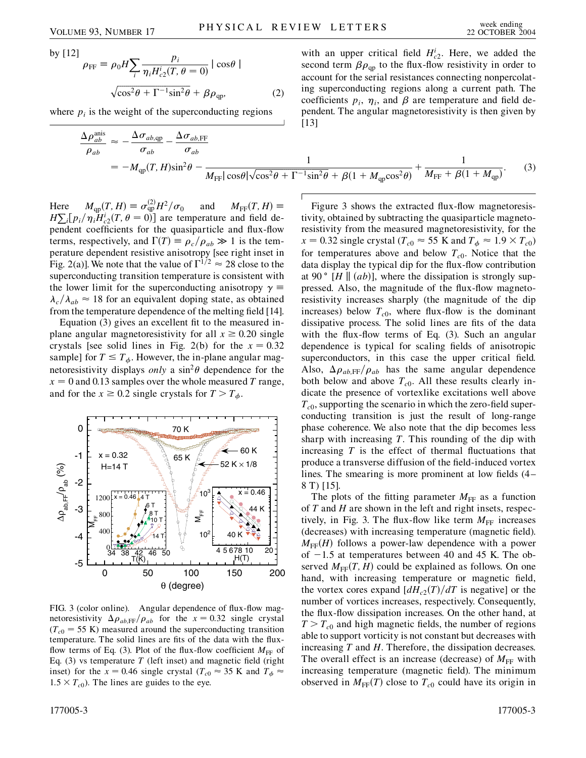by [12]

$$\rho_{\rm FF} \equiv \rho_0 H \sum_i \frac{p_i}{\eta_i H_{c2}^i(T, \theta = 0)} |\cos\theta| \sqrt{\cos^2\theta + \Gamma^{-1}\sin^2\theta} + \beta\rho_{\rm qp}, \qquad (2)$$

where $p_i$ is the weight of the superconducting regions with an upper critical field $H_{c2}^i$. Here, we added the second term $\beta\rho_{\rm qp}$ to the flux-flow resistivity in order to account for the serial resistances connecting nonpercolating superconducting regions along a current path. The coefficients $p_i$, $\eta_i$, and $\beta$ are temperature and field dependent. The angular magnetoresistivity is then given by [13]

$$\frac{\Delta\rho_{ab}^{\rm anis}}{\rho_{ab}} \approx -\frac{\Delta\sigma_{ab,{\rm qp}}}{\sigma_{ab}} - \frac{\Delta\sigma_{ab,{\rm FF}}}{\sigma_{ab}} = -M_{\rm qp}(T,H)\sin^2\theta - \frac{1}{M_{\rm FF}|\cos\theta|\sqrt{\cos^2\theta + \Gamma^{-1}\sin^2\theta} + \beta(1 + M_{\rm qp}\cos^2\theta)} + \frac{1}{M_{\rm FF} + \beta(1 + M_{\rm qp})}. \qquad (3)$$

Here $M_{\rm qp}(T,H) \equiv \sigma_{\rm qp}^{(2)} H^2/\sigma_0$ and $M_{\rm FF}(T,H) \equiv H\sum_i [p_i/\eta_i H_{c2}^i(T, \theta = 0)]$ are temperature and field dependent coefficients for the quasiparticle and flux-flow terms, respectively, and $\Gamma(T) \equiv \rho_c/\rho_{ab} \gg 1$ is the temperature dependent resistive anisotropy [see right inset in Fig. 2(a)]. We note that the value of $\Gamma^{1/2} \approx 28$ close to the superconducting transition temperature is consistent with the lower limit for the superconducting anisotropy $\gamma \equiv \lambda_c/\lambda_{ab} \approx 18$ for an equivalent doping state, as obtained from the temperature dependence of the melting field [14].

Equation (3) gives an excellent fit to the measured in-plane angular magnetoresistivity for all $x \geq 0.20$ single crystals [see solid lines in Fig. 2(b) for the $x = 0.32$ sample] for $T \leq T_\phi$. However, the in-plane angular magnetoresistivity displays *only* a $\sin^2\theta$ dependence for the $x = 0$ and 0.13 samples over the whole measured $T$ range, and for the $x \geq 0.2$ single crystals for $T > T_\phi$.

FIG. 3 (color online). Angular dependence of flux-flow magnetoresistivity $\Delta\rho_{ab,{\rm FF}}/\rho_{ab}$ for the $x = 0.32$ single crystal ($T_{c0} = 55$ K) measured around the superconducting transition temperature. The solid lines are fits of the data with the flux-flow terms of Eq. (3). Plot of the flux-flow coefficient $M_{\rm FF}$ of Eq. (3) vs temperature $T$ (left inset) and magnetic field (right inset) for the $x = 0.46$ single crystal ($T_{c0} \approx 35$ K and $T_\phi \approx 1.5 \times T_{c0}$). The lines are guides to the eye.

Figure 3 shows the extracted flux-flow magnetoresistivity, obtained by subtracting the quasiparticle magnetoresistivity from the measured magnetoresistivity, for the $x = 0.32$ single crystal ($T_{c0} \approx 55$ K and $T_\phi \approx 1.9 \times T_{c0}$) for temperatures above and below $T_{c0}$. Notice that the data display the typical dip for the flux-flow contribution at 90° [$H \parallel (ab)$], where the dissipation is strongly suppressed. Also, the magnitude of the flux-flow magnetoresistivity increases sharply (the magnitude of the dip increases) below $T_{c0}$, where flux-flow is the dominant dissipative process. The solid lines are fits of the data with the flux-flow terms of Eq. (3). Such an angular dependence is typical for scaling fields of anisotropic superconductors, in this case the upper critical field. Also, $\Delta\rho_{ab,{\rm FF}}/\rho_{ab}$ has the same angular dependence both below and above $T_{c0}$. All these results clearly indicate the presence of vortexlike excitations well above $T_{c0}$, supporting the scenario in which the zero-field superconducting transition is just the result of long-range phase coherence. We also note that the dip becomes less sharp with increasing $T$. This rounding of the dip with increasing $T$ is the effect of thermal fluctuations that produce a transverse diffusion of the field-induced vortex lines. The smearing is more prominent at low fields (4–8 T) [15].

The plots of the fitting parameter $M_{\rm FF}$ as a function of $T$ and $H$ are shown in the left and right insets, respectively, in Fig. 3. The flux-flow like term $M_{\rm FF}$ increases (decreases) with increasing temperature (magnetic field). $M_{\rm FF}(H)$ follows a power-law dependence with a power of $-1.5$ at temperatures between 40 and 45 K. The observed $M_{\rm FF}(T,H)$ could be explained as follows. On one hand, with increasing temperature or magnetic field, the vortex cores expand [$dH_{c2}(T)/dT$ is negative] or the number of vortices increases, respectively. Consequently, the flux-flow dissipation increases. On the other hand, at $T > T_{c0}$ and high magnetic fields, the number of regions able to support vorticity is not constant but decreases with increasing $T$ and $H$. Therefore, the dissipation decreases. The overall effect is an increase (decrease) of $M_{\rm FF}$ with increasing temperature (magnetic field). The minimum observed in $M_{\rm FF}(T)$ close to $T_{c0}$ could have its origin in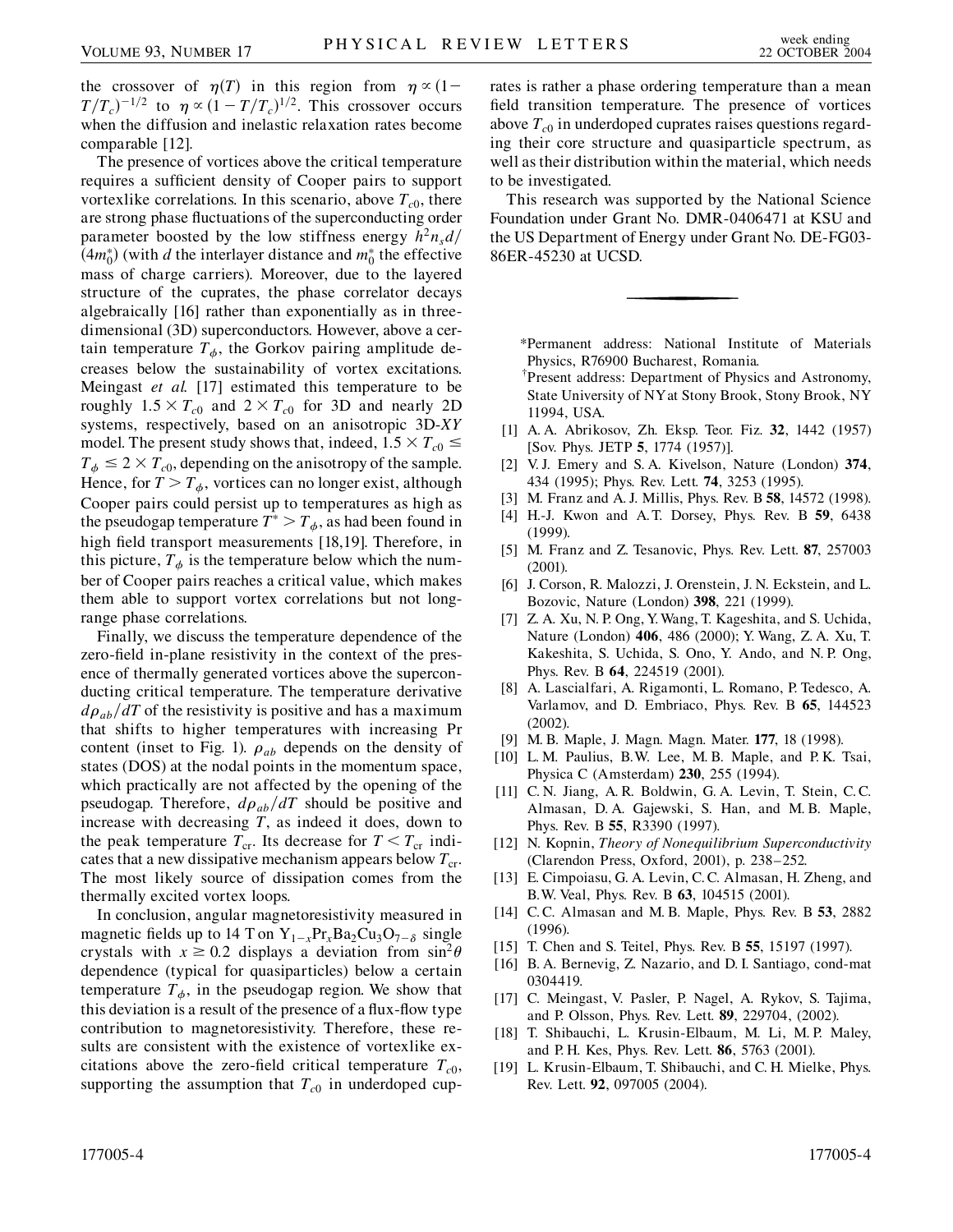the crossover of $\eta(T)$ in this region from $\eta \propto (1 - T/T_c)^{-1/2}$ to $\eta \propto (1 - T/T_c)^{1/2}$. This crossover occurs when the diffusion and inelastic relaxation rates become comparable [12].

The presence of vortices above the critical temperature requires a sufficient density of Cooper pairs to support vortexlike correlations. In this scenario, above $T_{c0}$, there are strong phase fluctuations of the superconducting order parameter boosted by the low stiffness energy $h^2 n_s d/(4m_0^*)$ (with $d$ the interlayer distance and $m_0^*$ the effective mass of charge carriers). Moreover, due to the layered structure of the cuprates, the phase correlator decays algebraically [16] rather than exponentially as in three-dimensional (3D) superconductors. However, above a certain temperature $T_\phi$, the Gorkov pairing amplitude decreases below the sustainability of vortex excitations. Meingast *et al.* [17] estimated this temperature to be roughly $1.5 \times T_{c0}$ and $2 \times T_{c0}$ for 3D and nearly 2D systems, respectively, based on an anisotropic 3D-*XY* model. The present study shows that, indeed, $1.5 \times T_{c0} \leq T_\phi \leq 2 \times T_{c0}$, depending on the anisotropy of the sample. Hence, for $T > T_\phi$, vortices can no longer exist, although Cooper pairs could persist up to temperatures as high as the pseudogap temperature $T^* > T_\phi$, as had been found in high field transport measurements [18,19]. Therefore, in this picture, $T_\phi$ is the temperature below which the number of Cooper pairs reaches a critical value, which makes them able to support vortex correlations but not long-range phase correlations.

Finally, we discuss the temperature dependence of the zero-field in-plane resistivity in the context of the presence of thermally generated vortices above the superconducting critical temperature. The temperature derivative $d\rho_{ab}/dT$ of the resistivity is positive and has a maximum that shifts to higher temperatures with increasing Pr content (inset to Fig. 1). $\rho_{ab}$ depends on the density of states (DOS) at the nodal points in the momentum space, which practically are not affected by the opening of the pseudogap. Therefore, $d\rho_{ab}/dT$ should be positive and increase with decreasing $T$, as indeed it does, down to the peak temperature $T_{cr}$. Its decrease for $T < T_{cr}$ indicates that a new dissipative mechanism appears below $T_{cr}$. The most likely source of dissipation comes from the thermally excited vortex loops.

In conclusion, angular magnetoresistivity measured in magnetic fields up to 14 T on $Y_{1-x}Pr_xBa_2Cu_3O_{7-\delta}$ single crystals with $x \geq 0.2$ displays a deviation from $\sin^2\theta$ dependence (typical for quasiparticles) below a certain temperature $T_\phi$, in the pseudogap region. We show that this deviation is a result of the presence of a flux-flow type contribution to magnetoresistivity. Therefore, these results are consistent with the existence of vortexlike excitations above the zero-field critical temperature $T_{c0}$, supporting the assumption that $T_{c0}$ in underdoped cuprates is rather a phase ordering temperature than a mean field transition temperature. The presence of vortices above $T_{c0}$ in underdoped cuprates raises questions regarding their core structure and quasiparticle spectrum, as well as their distribution within the material, which needs to be investigated.

This research was supported by the National Science Foundation under Grant No. DMR-0406471 at KSU and the US Department of Energy under Grant No. DE-FG03-86ER-45230 at UCSD.

---

*Permanent address: National Institute of Materials Physics, R76900 Bucharest, Romania.

†Present address: Department of Physics and Astronomy, State University of NY at Stony Brook, Stony Brook, NY 11994, USA.

[1] A. A. Abrikosov, Zh. Eksp. Teor. Fiz. **32**, 1442 (1957) [Sov. Phys. JETP **5**, 1774 (1957)].

[2] V. J. Emery and S. A. Kivelson, Nature (London) **374**, 434 (1995); Phys. Rev. Lett. **74**, 3253 (1995).

[3] M. Franz and A. J. Millis, Phys. Rev. B **58**, 14572 (1998).

[4] H.-J. Kwon and A. T. Dorsey, Phys. Rev. B **59**, 6438 (1999).

[5] M. Franz and Z. Tesanovic, Phys. Rev. Lett. **87**, 257003 (2001).

[6] J. Corson, R. Malozzi, J. Orenstein, J. N. Eckstein, and L. Bozovic, Nature (London) **398**, 221 (1999).

[7] Z. A. Xu, N. P. Ong, Y. Wang, T. Kageshita, and S. Uchida, Nature (London) **406**, 486 (2000); Y. Wang, Z. A. Xu, T. Kakeshita, S. Uchida, S. Ono, Y. Ando, and N. P. Ong, Phys. Rev. B **64**, 224519 (2001).

[8] A. Lascialfari, A. Rigamonti, L. Romano, P. Tedesco, A. Varlamov, and D. Embriaco, Phys. Rev. B **65**, 144523 (2002).

[9] M. B. Maple, J. Magn. Magn. Mater. **177**, 18 (1998).

[10] L. M. Paulius, B. W. Lee, M. B. Maple, and P. K. Tsai, Physica C (Amsterdam) **230**, 255 (1994).

[11] C. N. Jiang, A. R. Boldwin, G. A. Levin, T. Stein, C. C. Almasan, D. A. Gajewski, S. Han, and M. B. Maple, Phys. Rev. B **55**, R3390 (1997).

[12] N. Kopnin, *Theory of Nonequilibrium Superconductivity* (Clarendon Press, Oxford, 2001), p. 238–252.

[13] E. Cimpoiasu, G. A. Levin, C. C. Almasan, H. Zheng, and B. W. Veal, Phys. Rev. B **63**, 104515 (2001).

[14] C. C. Almasan and M. B. Maple, Phys. Rev. B **53**, 2882 (1996).

[15] T. Chen and S. Teitel, Phys. Rev. B **55**, 15197 (1997).

[16] B. A. Bernevig, Z. Nazario, and D. I. Santiago, cond-mat 0304419.

[17] C. Meingast, V. Pasler, P. Nagel, A. Rykov, S. Tajima, and P. Olsson, Phys. Rev. Lett. **89**, 229704, (2002).

[18] T. Shibauchi, L. Krusin-Elbaum, M. Li, M. P. Maley, and P. H. Kes, Phys. Rev. Lett. **86**, 5763 (2001).

[19] L. Krusin-Elbaum, T. Shibauchi, and C. H. Mielke, Phys. Rev. Lett. **92**, 097005 (2004).